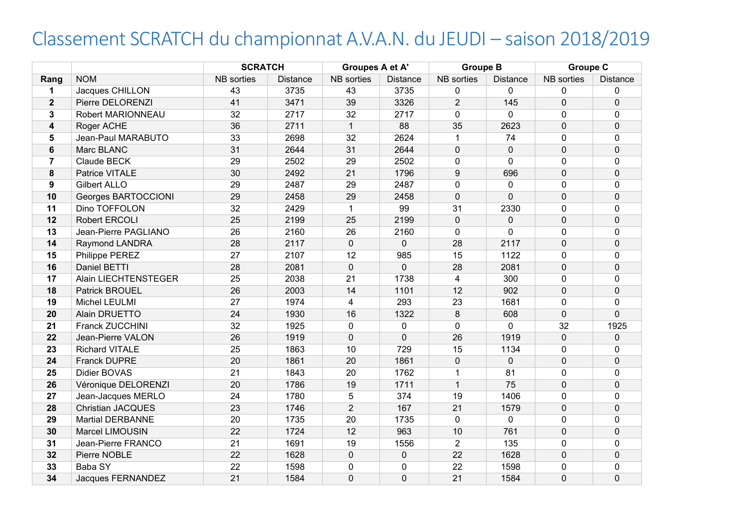# Classement SCRATCH du championnat A.V.A.N. du JEUDI – saison 2018/2019

| | | SCRATCH | | Groupes A et A' | | Groupe B | | Groupe C | |
|---|---|---|---|---|---|---|---|---|---|
| **Rang** | NOM | NB sorties | Distance | NB sorties | Distance | NB sorties | Distance | NB sorties | Distance |
| **1** | Jacques CHILLON | 43 | 3735 | 43 | 3735 | 0 | 0 | 0 | 0 |
| **2** | Pierre DELORENZI | 41 | 3471 | 39 | 3326 | 2 | 145 | 0 | 0 |
| **3** | Robert MARIONNEAU | 32 | 2717 | 32 | 2717 | 0 | 0 | 0 | 0 |
| **4** | Roger ACHE | 36 | 2711 | 1 | 88 | 35 | 2623 | 0 | 0 |
| **5** | Jean-Paul MARABUTO | 33 | 2698 | 32 | 2624 | 1 | 74 | 0 | 0 |
| **6** | Marc BLANC | 31 | 2644 | 31 | 2644 | 0 | 0 | 0 | 0 |
| **7** | Claude BECK | 29 | 2502 | 29 | 2502 | 0 | 0 | 0 | 0 |
| **8** | Patrice VITALE | 30 | 2492 | 21 | 1796 | 9 | 696 | 0 | 0 |
| **9** | Gilbert ALLO | 29 | 2487 | 29 | 2487 | 0 | 0 | 0 | 0 |
| **10** | Georges BARTOCCIONI | 29 | 2458 | 29 | 2458 | 0 | 0 | 0 | 0 |
| **11** | Dino TOFFOLON | 32 | 2429 | 1 | 99 | 31 | 2330 | 0 | 0 |
| **12** | Robert ERCOLI | 25 | 2199 | 25 | 2199 | 0 | 0 | 0 | 0 |
| **13** | Jean-Pierre PAGLIANO | 26 | 2160 | 26 | 2160 | 0 | 0 | 0 | 0 |
| **14** | Raymond LANDRA | 28 | 2117 | 0 | 0 | 28 | 2117 | 0 | 0 |
| **15** | Philippe PEREZ | 27 | 2107 | 12 | 985 | 15 | 1122 | 0 | 0 |
| **16** | Daniel BETTI | 28 | 2081 | 0 | 0 | 28 | 2081 | 0 | 0 |
| **17** | Alain LIECHTENSTEGER | 25 | 2038 | 21 | 1738 | 4 | 300 | 0 | 0 |
| **18** | Patrick BROUEL | 26 | 2003 | 14 | 1101 | 12 | 902 | 0 | 0 |
| **19** | Michel LEULMI | 27 | 1974 | 4 | 293 | 23 | 1681 | 0 | 0 |
| **20** | Alain DRUETTO | 24 | 1930 | 16 | 1322 | 8 | 608 | 0 | 0 |
| **21** | Franck ZUCCHINI | 32 | 1925 | 0 | 0 | 0 | 0 | 32 | 1925 |
| **22** | Jean-Pierre VALON | 26 | 1919 | 0 | 0 | 26 | 1919 | 0 | 0 |
| **23** | Richard VITALE | 25 | 1863 | 10 | 729 | 15 | 1134 | 0 | 0 |
| **24** | Franck DUPRE | 20 | 1861 | 20 | 1861 | 0 | 0 | 0 | 0 |
| **25** | Didier BOVAS | 21 | 1843 | 20 | 1762 | 1 | 81 | 0 | 0 |
| **26** | Véronique DELORENZI | 20 | 1786 | 19 | 1711 | 1 | 75 | 0 | 0 |
| **27** | Jean-Jacques MERLO | 24 | 1780 | 5 | 374 | 19 | 1406 | 0 | 0 |
| **28** | Christian JACQUES | 23 | 1746 | 2 | 167 | 21 | 1579 | 0 | 0 |
| **29** | Martial DERBANNE | 20 | 1735 | 20 | 1735 | 0 | 0 | 0 | 0 |
| **30** | Marcel LIMOUSIN | 22 | 1724 | 12 | 963 | 10 | 761 | 0 | 0 |
| **31** | Jean-Pierre FRANCO | 21 | 1691 | 19 | 1556 | 2 | 135 | 0 | 0 |
| **32** | Pierre NOBLE | 22 | 1628 | 0 | 0 | 22 | 1628 | 0 | 0 |
| **33** | Baba SY | 22 | 1598 | 0 | 0 | 22 | 1598 | 0 | 0 |
| **34** | Jacques FERNANDEZ | 21 | 1584 | 0 | 0 | 21 | 1584 | 0 | 0 |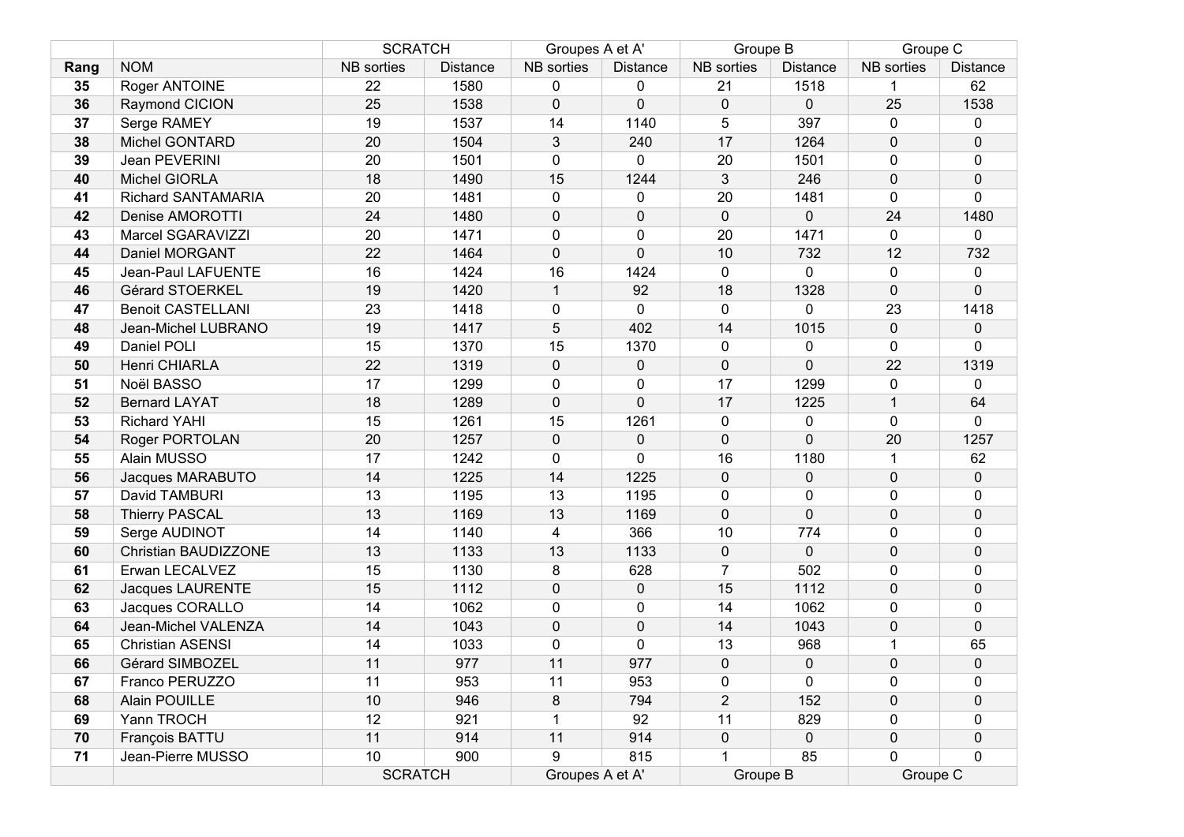| | | SCRATCH | | Groupes A et A' | | Groupe B | | Groupe C | |
|---|---|---|---|---|---|---|---|---|---|
| **Rang** | NOM | NB sorties | Distance | NB sorties | Distance | NB sorties | Distance | NB sorties | Distance |
| **35** | Roger ANTOINE | 22 | 1580 | 0 | 0 | 21 | 1518 | 1 | 62 |
| **36** | Raymond CICION | 25 | 1538 | 0 | 0 | 0 | 0 | 25 | 1538 |
| **37** | Serge RAMEY | 19 | 1537 | 14 | 1140 | 5 | 397 | 0 | 0 |
| **38** | Michel GONTARD | 20 | 1504 | 3 | 240 | 17 | 1264 | 0 | 0 |
| **39** | Jean PEVERINI | 20 | 1501 | 0 | 0 | 20 | 1501 | 0 | 0 |
| **40** | Michel GIORLA | 18 | 1490 | 15 | 1244 | 3 | 246 | 0 | 0 |
| **41** | Richard SANTAMARIA | 20 | 1481 | 0 | 0 | 20 | 1481 | 0 | 0 |
| **42** | Denise AMOROTTI | 24 | 1480 | 0 | 0 | 0 | 0 | 24 | 1480 |
| **43** | Marcel SGARAVIZZI | 20 | 1471 | 0 | 0 | 20 | 1471 | 0 | 0 |
| **44** | Daniel MORGANT | 22 | 1464 | 0 | 0 | 10 | 732 | 12 | 732 |
| **45** | Jean-Paul LAFUENTE | 16 | 1424 | 16 | 1424 | 0 | 0 | 0 | 0 |
| **46** | Gérard STOERKEL | 19 | 1420 | 1 | 92 | 18 | 1328 | 0 | 0 |
| **47** | Benoit CASTELLANI | 23 | 1418 | 0 | 0 | 0 | 0 | 23 | 1418 |
| **48** | Jean-Michel LUBRANO | 19 | 1417 | 5 | 402 | 14 | 1015 | 0 | 0 |
| **49** | Daniel POLI | 15 | 1370 | 15 | 1370 | 0 | 0 | 0 | 0 |
| **50** | Henri CHIARLA | 22 | 1319 | 0 | 0 | 0 | 0 | 22 | 1319 |
| **51** | Noël BASSO | 17 | 1299 | 0 | 0 | 17 | 1299 | 0 | 0 |
| **52** | Bernard LAYAT | 18 | 1289 | 0 | 0 | 17 | 1225 | 1 | 64 |
| **53** | Richard YAHI | 15 | 1261 | 15 | 1261 | 0 | 0 | 0 | 0 |
| **54** | Roger PORTOLAN | 20 | 1257 | 0 | 0 | 0 | 0 | 20 | 1257 |
| **55** | Alain MUSSO | 17 | 1242 | 0 | 0 | 16 | 1180 | 1 | 62 |
| **56** | Jacques MARABUTO | 14 | 1225 | 14 | 1225 | 0 | 0 | 0 | 0 |
| **57** | David TAMBURI | 13 | 1195 | 13 | 1195 | 0 | 0 | 0 | 0 |
| **58** | Thierry PASCAL | 13 | 1169 | 13 | 1169 | 0 | 0 | 0 | 0 |
| **59** | Serge AUDINOT | 14 | 1140 | 4 | 366 | 10 | 774 | 0 | 0 |
| **60** | Christian BAUDIZZONE | 13 | 1133 | 13 | 1133 | 0 | 0 | 0 | 0 |
| **61** | Erwan LECALVEZ | 15 | 1130 | 8 | 628 | 7 | 502 | 0 | 0 |
| **62** | Jacques LAURENTE | 15 | 1112 | 0 | 0 | 15 | 1112 | 0 | 0 |
| **63** | Jacques CORALLO | 14 | 1062 | 0 | 0 | 14 | 1062 | 0 | 0 |
| **64** | Jean-Michel VALENZA | 14 | 1043 | 0 | 0 | 14 | 1043 | 0 | 0 |
| **65** | Christian ASENSI | 14 | 1033 | 0 | 0 | 13 | 968 | 1 | 65 |
| **66** | Gérard SIMBOZEL | 11 | 977 | 11 | 977 | 0 | 0 | 0 | 0 |
| **67** | Franco PERUZZO | 11 | 953 | 11 | 953 | 0 | 0 | 0 | 0 |
| **68** | Alain POUILLE | 10 | 946 | 8 | 794 | 2 | 152 | 0 | 0 |
| **69** | Yann TROCH | 12 | 921 | 1 | 92 | 11 | 829 | 0 | 0 |
| **70** | François BATTU | 11 | 914 | 11 | 914 | 0 | 0 | 0 | 0 |
| **71** | Jean-Pierre MUSSO | 10 | 900 | 9 | 815 | 1 | 85 | 0 | 0 |
| | | SCRATCH | | Groupes A et A' | | Groupe B | | Groupe C | |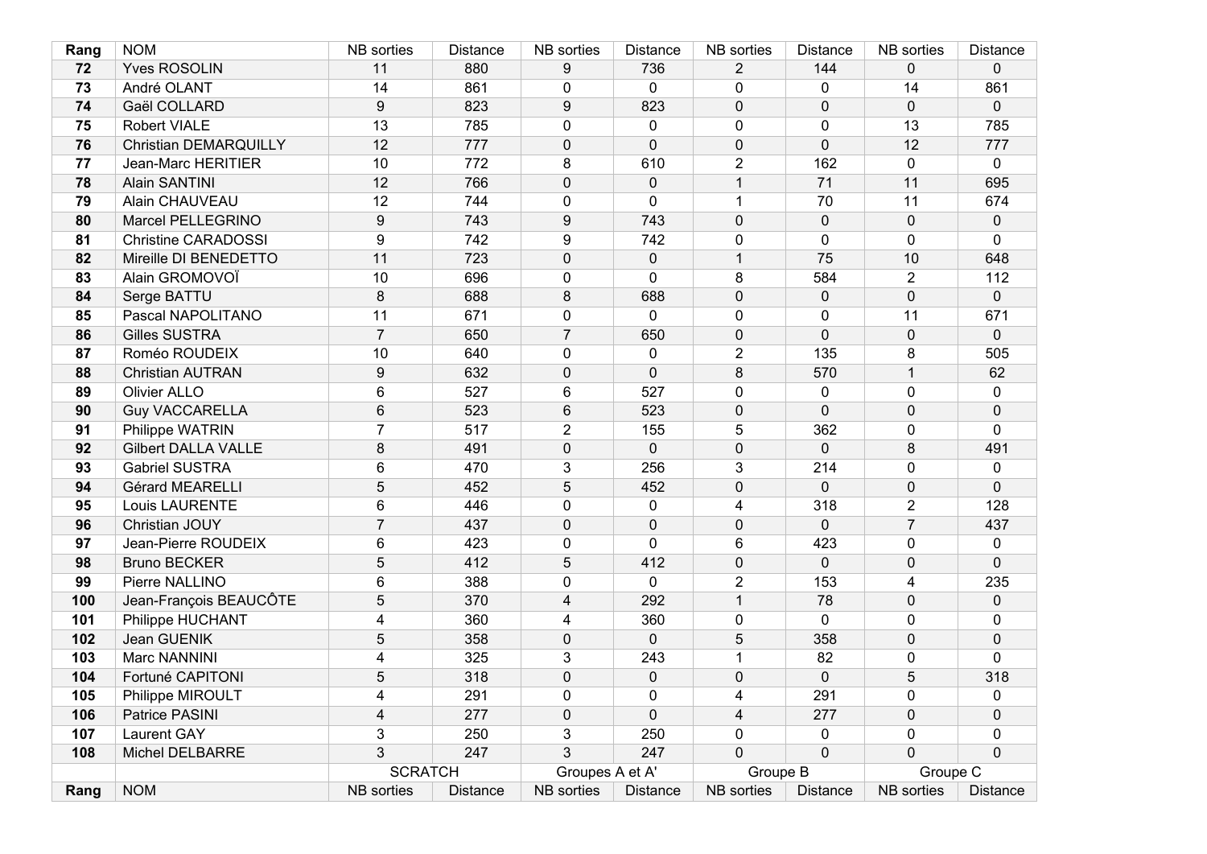| Rang | NOM | NB sorties | Distance | NB sorties | Distance | NB sorties | Distance | NB sorties | Distance |
|---|---|---|---|---|---|---|---|---|---|
| **72** | Yves ROSOLIN | 11 | 880 | 9 | 736 | 2 | 144 | 0 | 0 |
| **73** | André OLANT | 14 | 861 | 0 | 0 | 0 | 0 | 14 | 861 |
| **74** | Gaël COLLARD | 9 | 823 | 9 | 823 | 0 | 0 | 0 | 0 |
| **75** | Robert VIALE | 13 | 785 | 0 | 0 | 0 | 0 | 13 | 785 |
| **76** | Christian DEMARQUILLY | 12 | 777 | 0 | 0 | 0 | 0 | 12 | 777 |
| **77** | Jean-Marc HERITIER | 10 | 772 | 8 | 610 | 2 | 162 | 0 | 0 |
| **78** | Alain SANTINI | 12 | 766 | 0 | 0 | 1 | 71 | 11 | 695 |
| **79** | Alain CHAUVEAU | 12 | 744 | 0 | 0 | 1 | 70 | 11 | 674 |
| **80** | Marcel PELLEGRINO | 9 | 743 | 9 | 743 | 0 | 0 | 0 | 0 |
| **81** | Christine CARADOSSI | 9 | 742 | 9 | 742 | 0 | 0 | 0 | 0 |
| **82** | Mireille DI BENEDETTO | 11 | 723 | 0 | 0 | 1 | 75 | 10 | 648 |
| **83** | Alain GROMOVOÏ | 10 | 696 | 0 | 0 | 8 | 584 | 2 | 112 |
| **84** | Serge BATTU | 8 | 688 | 8 | 688 | 0 | 0 | 0 | 0 |
| **85** | Pascal NAPOLITANO | 11 | 671 | 0 | 0 | 0 | 0 | 11 | 671 |
| **86** | Gilles SUSTRA | 7 | 650 | 7 | 650 | 0 | 0 | 0 | 0 |
| **87** | Roméo ROUDEIX | 10 | 640 | 0 | 0 | 2 | 135 | 8 | 505 |
| **88** | Christian AUTRAN | 9 | 632 | 0 | 0 | 8 | 570 | 1 | 62 |
| **89** | Olivier ALLO | 6 | 527 | 6 | 527 | 0 | 0 | 0 | 0 |
| **90** | Guy VACCARELLA | 6 | 523 | 6 | 523 | 0 | 0 | 0 | 0 |
| **91** | Philippe WATRIN | 7 | 517 | 2 | 155 | 5 | 362 | 0 | 0 |
| **92** | Gilbert DALLA VALLE | 8 | 491 | 0 | 0 | 0 | 0 | 8 | 491 |
| **93** | Gabriel SUSTRA | 6 | 470 | 3 | 256 | 3 | 214 | 0 | 0 |
| **94** | Gérard MEARELLI | 5 | 452 | 5 | 452 | 0 | 0 | 0 | 0 |
| **95** | Louis LAURENTE | 6 | 446 | 0 | 0 | 4 | 318 | 2 | 128 |
| **96** | Christian JOUY | 7 | 437 | 0 | 0 | 0 | 0 | 7 | 437 |
| **97** | Jean-Pierre ROUDEIX | 6 | 423 | 0 | 0 | 6 | 423 | 0 | 0 |
| **98** | Bruno BECKER | 5 | 412 | 5 | 412 | 0 | 0 | 0 | 0 |
| **99** | Pierre NALLINO | 6 | 388 | 0 | 0 | 2 | 153 | 4 | 235 |
| **100** | Jean-François BEAUCÔTE | 5 | 370 | 4 | 292 | 1 | 78 | 0 | 0 |
| **101** | Philippe HUCHANT | 4 | 360 | 4 | 360 | 0 | 0 | 0 | 0 |
| **102** | Jean GUENIK | 5 | 358 | 0 | 0 | 5 | 358 | 0 | 0 |
| **103** | Marc NANNINI | 4 | 325 | 3 | 243 | 1 | 82 | 0 | 0 |
| **104** | Fortuné CAPITONI | 5 | 318 | 0 | 0 | 0 | 0 | 5 | 318 |
| **105** | Philippe MIROULT | 4 | 291 | 0 | 0 | 4 | 291 | 0 | 0 |
| **106** | Patrice PASINI | 4 | 277 | 0 | 0 | 4 | 277 | 0 | 0 |
| **107** | Laurent GAY | 3 | 250 | 3 | 250 | 0 | 0 | 0 | 0 |
| **108** | Michel DELBARRE | 3 | 247 | 3 | 247 | 0 | 0 | 0 | 0 |
| | | SCRATCH | | Groupes A et A' | | Groupe B | | Groupe C | |
| **Rang** | NOM | NB sorties | Distance | NB sorties | Distance | NB sorties | Distance | NB sorties | Distance |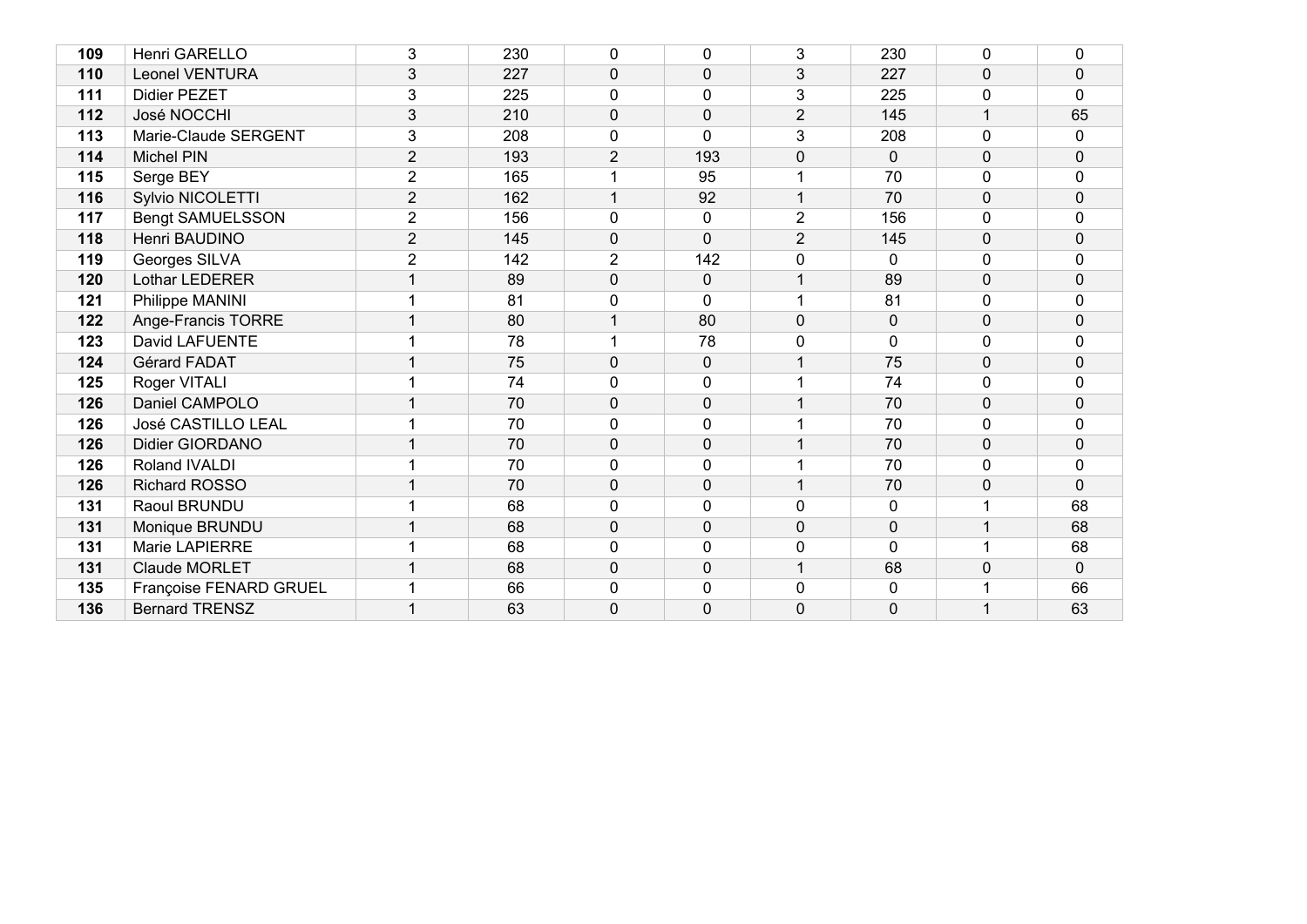| | | | | | | | | | |
|---|---|---|---|---|---|---|---|---|---|
| **109** | Henri GARELLO | 3 | 230 | 0 | 0 | 3 | 230 | 0 | 0 |
| **110** | Leonel VENTURA | 3 | 227 | 0 | 0 | 3 | 227 | 0 | 0 |
| **111** | Didier PEZET | 3 | 225 | 0 | 0 | 3 | 225 | 0 | 0 |
| **112** | José NOCCHI | 3 | 210 | 0 | 0 | 2 | 145 | 1 | 65 |
| **113** | Marie-Claude SERGENT | 3 | 208 | 0 | 0 | 3 | 208 | 0 | 0 |
| **114** | Michel PIN | 2 | 193 | 2 | 193 | 0 | 0 | 0 | 0 |
| **115** | Serge BEY | 2 | 165 | 1 | 95 | 1 | 70 | 0 | 0 |
| **116** | Sylvio NICOLETTI | 2 | 162 | 1 | 92 | 1 | 70 | 0 | 0 |
| **117** | Bengt SAMUELSSON | 2 | 156 | 0 | 0 | 2 | 156 | 0 | 0 |
| **118** | Henri BAUDINO | 2 | 145 | 0 | 0 | 2 | 145 | 0 | 0 |
| **119** | Georges SILVA | 2 | 142 | 2 | 142 | 0 | 0 | 0 | 0 |
| **120** | Lothar LEDERER | 1 | 89 | 0 | 0 | 1 | 89 | 0 | 0 |
| **121** | Philippe MANINI | 1 | 81 | 0 | 0 | 1 | 81 | 0 | 0 |
| **122** | Ange-Francis TORRE | 1 | 80 | 1 | 80 | 0 | 0 | 0 | 0 |
| **123** | David LAFUENTE | 1 | 78 | 1 | 78 | 0 | 0 | 0 | 0 |
| **124** | Gérard FADAT | 1 | 75 | 0 | 0 | 1 | 75 | 0 | 0 |
| **125** | Roger VITALI | 1 | 74 | 0 | 0 | 1 | 74 | 0 | 0 |
| **126** | Daniel CAMPOLO | 1 | 70 | 0 | 0 | 1 | 70 | 0 | 0 |
| **126** | José CASTILLO LEAL | 1 | 70 | 0 | 0 | 1 | 70 | 0 | 0 |
| **126** | Didier GIORDANO | 1 | 70 | 0 | 0 | 1 | 70 | 0 | 0 |
| **126** | Roland IVALDI | 1 | 70 | 0 | 0 | 1 | 70 | 0 | 0 |
| **126** | Richard ROSSO | 1 | 70 | 0 | 0 | 1 | 70 | 0 | 0 |
| **131** | Raoul BRUNDU | 1 | 68 | 0 | 0 | 0 | 0 | 1 | 68 |
| **131** | Monique BRUNDU | 1 | 68 | 0 | 0 | 0 | 0 | 1 | 68 |
| **131** | Marie LAPIERRE | 1 | 68 | 0 | 0 | 0 | 0 | 1 | 68 |
| **131** | Claude MORLET | 1 | 68 | 0 | 0 | 1 | 68 | 0 | 0 |
| **135** | Françoise FENARD GRUEL | 1 | 66 | 0 | 0 | 0 | 0 | 1 | 66 |
| **136** | Bernard TRENSZ | 1 | 63 | 0 | 0 | 0 | 0 | 1 | 63 |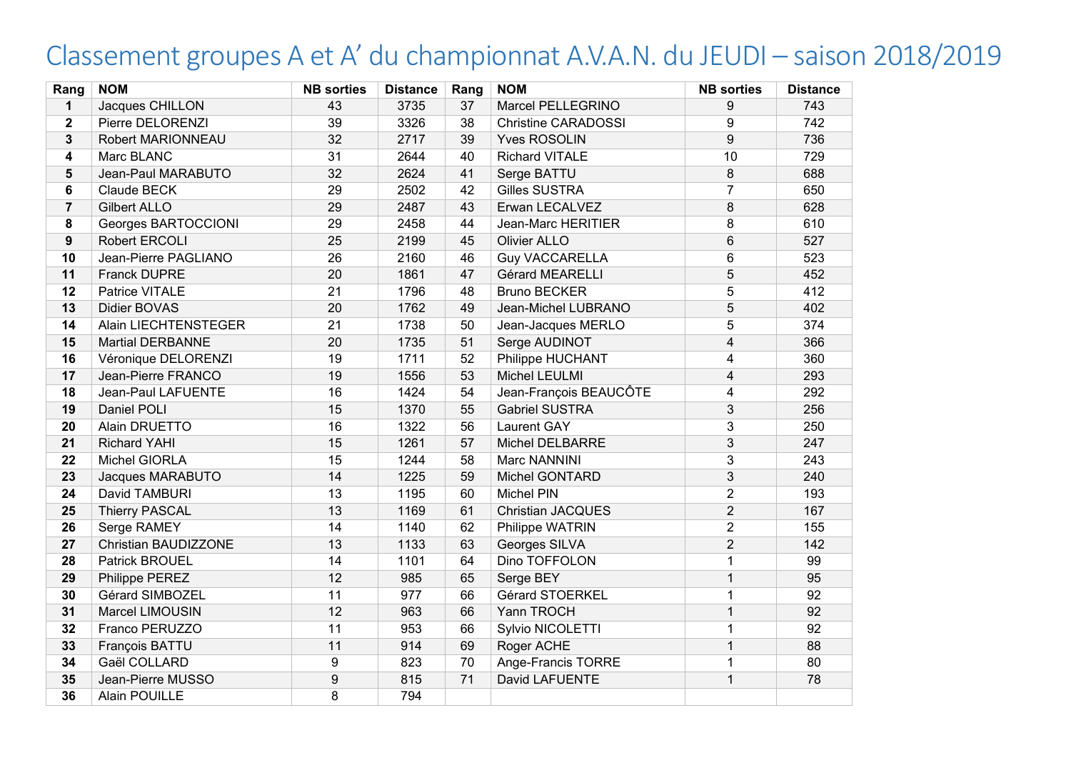# Classement groupes A et A' du championnat A.V.A.N. du JEUDI – saison 2018/2019

| Rang | NOM | NB sorties | Distance | Rang | NOM | NB sorties | Distance |
|---|---|---|---|---|---|---|---|
| **1** | Jacques CHILLON | 43 | 3735 | 37 | Marcel PELLEGRINO | 9 | 743 |
| **2** | Pierre DELORENZI | 39 | 3326 | 38 | Christine CARADOSSI | 9 | 742 |
| **3** | Robert MARIONNEAU | 32 | 2717 | 39 | Yves ROSOLIN | 9 | 736 |
| **4** | Marc BLANC | 31 | 2644 | 40 | Richard VITALE | 10 | 729 |
| **5** | Jean-Paul MARABUTO | 32 | 2624 | 41 | Serge BATTU | 8 | 688 |
| **6** | Claude BECK | 29 | 2502 | 42 | Gilles SUSTRA | 7 | 650 |
| **7** | Gilbert ALLO | 29 | 2487 | 43 | Erwan LECALVEZ | 8 | 628 |
| **8** | Georges BARTOCCIONI | 29 | 2458 | 44 | Jean-Marc HERITIER | 8 | 610 |
| **9** | Robert ERCOLI | 25 | 2199 | 45 | Olivier ALLO | 6 | 527 |
| **10** | Jean-Pierre PAGLIANO | 26 | 2160 | 46 | Guy VACCARELLA | 6 | 523 |
| **11** | Franck DUPRE | 20 | 1861 | 47 | Gérard MEARELLI | 5 | 452 |
| **12** | Patrice VITALE | 21 | 1796 | 48 | Bruno BECKER | 5 | 412 |
| **13** | Didier BOVAS | 20 | 1762 | 49 | Jean-Michel LUBRANO | 5 | 402 |
| **14** | Alain LIECHTENSTEGER | 21 | 1738 | 50 | Jean-Jacques MERLO | 5 | 374 |
| **15** | Martial DERBANNE | 20 | 1735 | 51 | Serge AUDINOT | 4 | 366 |
| **16** | Véronique DELORENZI | 19 | 1711 | 52 | Philippe HUCHANT | 4 | 360 |
| **17** | Jean-Pierre FRANCO | 19 | 1556 | 53 | Michel LEULMI | 4 | 293 |
| **18** | Jean-Paul LAFUENTE | 16 | 1424 | 54 | Jean-François BEAUCÔTE | 4 | 292 |
| **19** | Daniel POLI | 15 | 1370 | 55 | Gabriel SUSTRA | 3 | 256 |
| **20** | Alain DRUETTO | 16 | 1322 | 56 | Laurent GAY | 3 | 250 |
| **21** | Richard YAHI | 15 | 1261 | 57 | Michel DELBARRE | 3 | 247 |
| **22** | Michel GIORLA | 15 | 1244 | 58 | Marc NANNINI | 3 | 243 |
| **23** | Jacques MARABUTO | 14 | 1225 | 59 | Michel GONTARD | 3 | 240 |
| **24** | David TAMBURI | 13 | 1195 | 60 | Michel PIN | 2 | 193 |
| **25** | Thierry PASCAL | 13 | 1169 | 61 | Christian JACQUES | 2 | 167 |
| **26** | Serge RAMEY | 14 | 1140 | 62 | Philippe WATRIN | 2 | 155 |
| **27** | Christian BAUDIZZONE | 13 | 1133 | 63 | Georges SILVA | 2 | 142 |
| **28** | Patrick BROUEL | 14 | 1101 | 64 | Dino TOFFOLON | 1 | 99 |
| **29** | Philippe PEREZ | 12 | 985 | 65 | Serge BEY | 1 | 95 |
| **30** | Gérard SIMBOZEL | 11 | 977 | 66 | Gérard STOERKEL | 1 | 92 |
| **31** | Marcel LIMOUSIN | 12 | 963 | 66 | Yann TROCH | 1 | 92 |
| **32** | Franco PERUZZO | 11 | 953 | 66 | Sylvio NICOLETTI | 1 | 92 |
| **33** | François BATTU | 11 | 914 | 69 | Roger ACHE | 1 | 88 |
| **34** | Gaël COLLARD | 9 | 823 | 70 | Ange-Francis TORRE | 1 | 80 |
| **35** | Jean-Pierre MUSSO | 9 | 815 | 71 | David LAFUENTE | 1 | 78 |
| **36** | Alain POUILLE | 8 | 794 | | | | |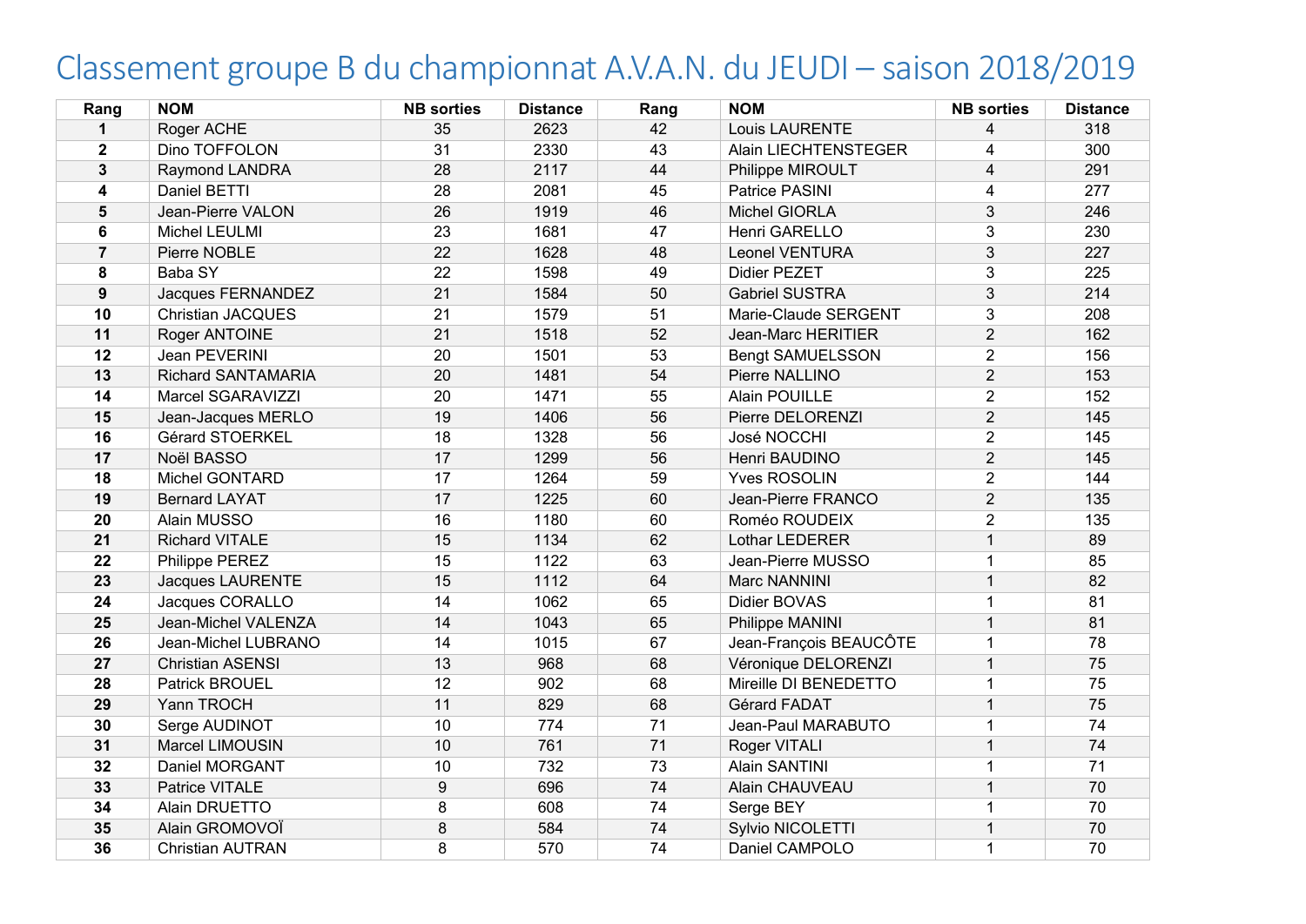# Classement groupe B du championnat A.V.A.N. du JEUDI – saison 2018/2019

| Rang | NOM | NB sorties | Distance | Rang | NOM | NB sorties | Distance |
|---|---|---|---|---|---|---|---|
| **1** | Roger ACHE | 35 | 2623 | 42 | Louis LAURENTE | 4 | 318 |
| **2** | Dino TOFFOLON | 31 | 2330 | 43 | Alain LIECHTENSTEGER | 4 | 300 |
| **3** | Raymond LANDRA | 28 | 2117 | 44 | Philippe MIROULT | 4 | 291 |
| **4** | Daniel BETTI | 28 | 2081 | 45 | Patrice PASINI | 4 | 277 |
| **5** | Jean-Pierre VALON | 26 | 1919 | 46 | Michel GIORLA | 3 | 246 |
| **6** | Michel LEULMI | 23 | 1681 | 47 | Henri GARELLO | 3 | 230 |
| **7** | Pierre NOBLE | 22 | 1628 | 48 | Leonel VENTURA | 3 | 227 |
| **8** | Baba SY | 22 | 1598 | 49 | Didier PEZET | 3 | 225 |
| **9** | Jacques FERNANDEZ | 21 | 1584 | 50 | Gabriel SUSTRA | 3 | 214 |
| **10** | Christian JACQUES | 21 | 1579 | 51 | Marie-Claude SERGENT | 3 | 208 |
| **11** | Roger ANTOINE | 21 | 1518 | 52 | Jean-Marc HERITIER | 2 | 162 |
| **12** | Jean PEVERINI | 20 | 1501 | 53 | Bengt SAMUELSSON | 2 | 156 |
| **13** | Richard SANTAMARIA | 20 | 1481 | 54 | Pierre NALLINO | 2 | 153 |
| **14** | Marcel SGARAVIZZI | 20 | 1471 | 55 | Alain POUILLE | 2 | 152 |
| **15** | Jean-Jacques MERLO | 19 | 1406 | 56 | Pierre DELORENZI | 2 | 145 |
| **16** | Gérard STOERKEL | 18 | 1328 | 56 | José NOCCHI | 2 | 145 |
| **17** | Noël BASSO | 17 | 1299 | 56 | Henri BAUDINO | 2 | 145 |
| **18** | Michel GONTARD | 17 | 1264 | 59 | Yves ROSOLIN | 2 | 144 |
| **19** | Bernard LAYAT | 17 | 1225 | 60 | Jean-Pierre FRANCO | 2 | 135 |
| **20** | Alain MUSSO | 16 | 1180 | 60 | Roméo ROUDEIX | 2 | 135 |
| **21** | Richard VITALE | 15 | 1134 | 62 | Lothar LEDERER | 1 | 89 |
| **22** | Philippe PEREZ | 15 | 1122 | 63 | Jean-Pierre MUSSO | 1 | 85 |
| **23** | Jacques LAURENTE | 15 | 1112 | 64 | Marc NANNINI | 1 | 82 |
| **24** | Jacques CORALLO | 14 | 1062 | 65 | Didier BOVAS | 1 | 81 |
| **25** | Jean-Michel VALENZA | 14 | 1043 | 65 | Philippe MANINI | 1 | 81 |
| **26** | Jean-Michel LUBRANO | 14 | 1015 | 67 | Jean-François BEAUCÔTE | 1 | 78 |
| **27** | Christian ASENSI | 13 | 968 | 68 | Véronique DELORENZI | 1 | 75 |
| **28** | Patrick BROUEL | 12 | 902 | 68 | Mireille DI BENEDETTO | 1 | 75 |
| **29** | Yann TROCH | 11 | 829 | 68 | Gérard FADAT | 1 | 75 |
| **30** | Serge AUDINOT | 10 | 774 | 71 | Jean-Paul MARABUTO | 1 | 74 |
| **31** | Marcel LIMOUSIN | 10 | 761 | 71 | Roger VITALI | 1 | 74 |
| **32** | Daniel MORGANT | 10 | 732 | 73 | Alain SANTINI | 1 | 71 |
| **33** | Patrice VITALE | 9 | 696 | 74 | Alain CHAUVEAU | 1 | 70 |
| **34** | Alain DRUETTO | 8 | 608 | 74 | Serge BEY | 1 | 70 |
| **35** | Alain GROMOVOÏ | 8 | 584 | 74 | Sylvio NICOLETTI | 1 | 70 |
| **36** | Christian AUTRAN | 8 | 570 | 74 | Daniel CAMPOLO | 1 | 70 |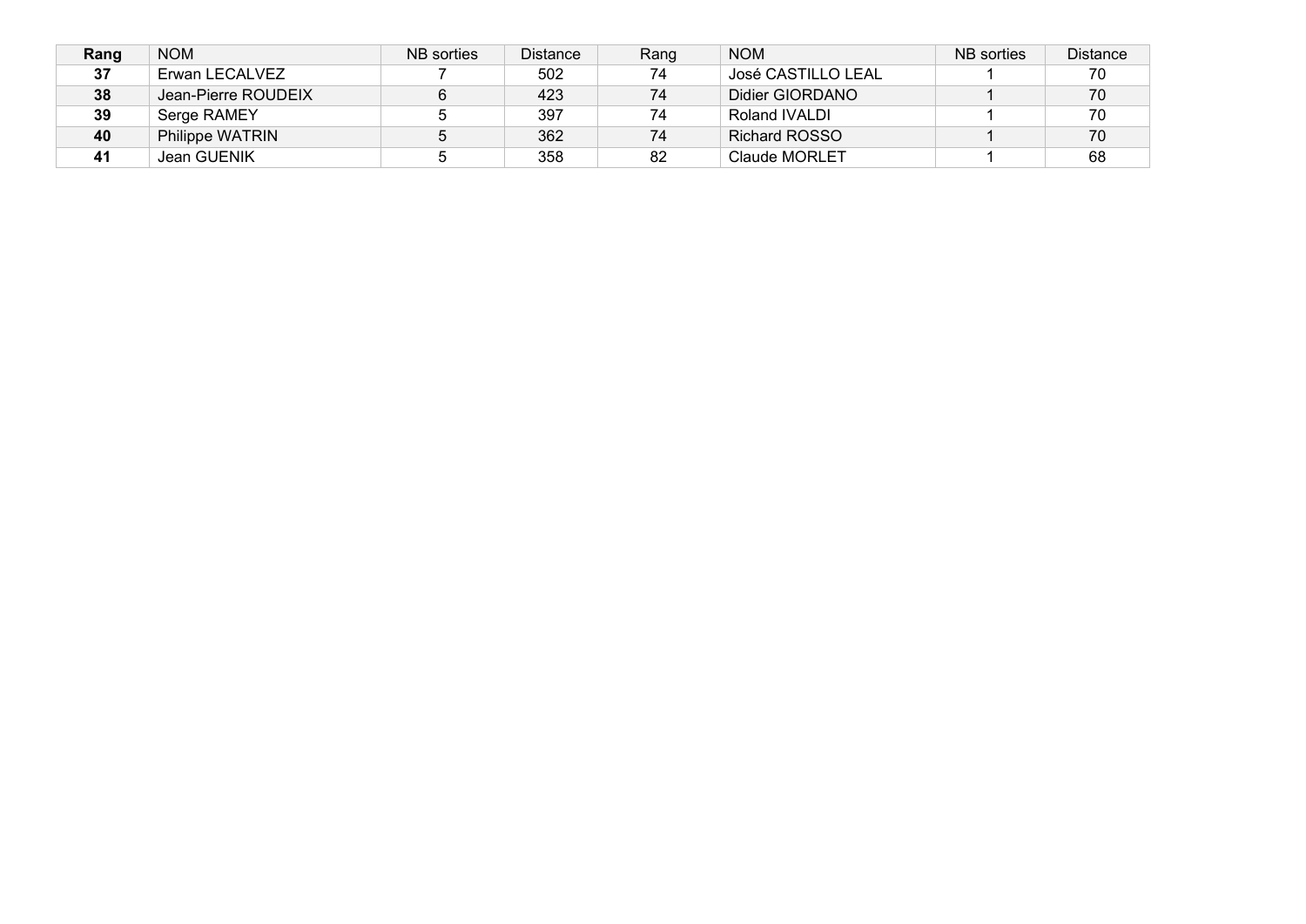| **Rang** | NOM | NB sorties | Distance | Rang | NOM | NB sorties | Distance |
|---|---|---|---|---|---|---|---|
| **37** | Erwan LECALVEZ | 7 | 502 | 74 | José CASTILLO LEAL | 1 | 70 |
| **38** | Jean-Pierre ROUDEIX | 6 | 423 | 74 | Didier GIORDANO | 1 | 70 |
| **39** | Serge RAMEY | 5 | 397 | 74 | Roland IVALDI | 1 | 70 |
| **40** | Philippe WATRIN | 5 | 362 | 74 | Richard ROSSO | 1 | 70 |
| **41** | Jean GUENIK | 5 | 358 | 82 | Claude MORLET | 1 | 68 |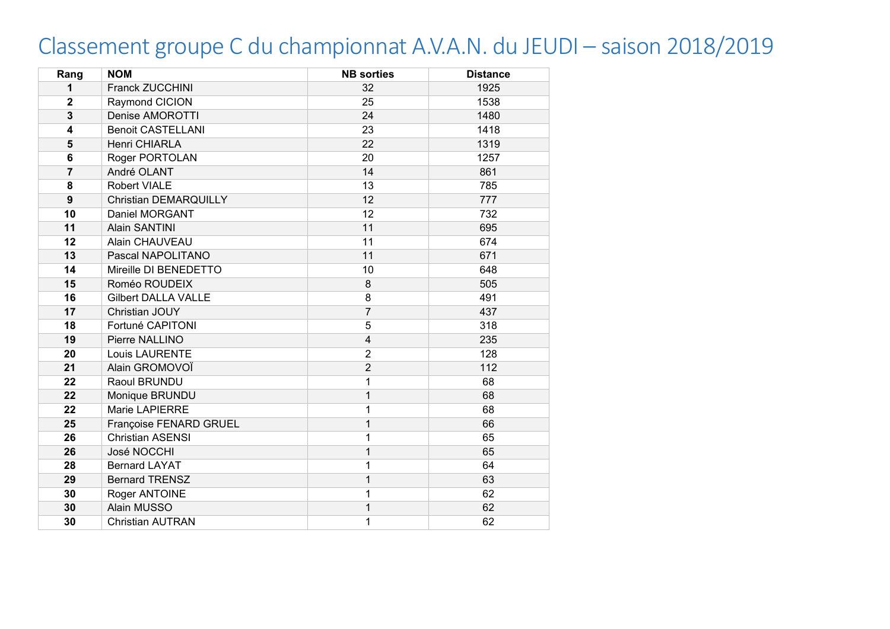# Classement groupe C du championnat A.V.A.N. du JEUDI – saison 2018/2019

| Rang | NOM | NB sorties | Distance |
|---|---|---|---|
| **1** | Franck ZUCCHINI | 32 | 1925 |
| **2** | Raymond CICION | 25 | 1538 |
| **3** | Denise AMOROTTI | 24 | 1480 |
| **4** | Benoit CASTELLANI | 23 | 1418 |
| **5** | Henri CHIARLA | 22 | 1319 |
| **6** | Roger PORTOLAN | 20 | 1257 |
| **7** | André OLANT | 14 | 861 |
| **8** | Robert VIALE | 13 | 785 |
| **9** | Christian DEMARQUILLY | 12 | 777 |
| **10** | Daniel MORGANT | 12 | 732 |
| **11** | Alain SANTINI | 11 | 695 |
| **12** | Alain CHAUVEAU | 11 | 674 |
| **13** | Pascal NAPOLITANO | 11 | 671 |
| **14** | Mireille DI BENEDETTO | 10 | 648 |
| **15** | Roméo ROUDEIX | 8 | 505 |
| **16** | Gilbert DALLA VALLE | 8 | 491 |
| **17** | Christian JOUY | 7 | 437 |
| **18** | Fortuné CAPITONI | 5 | 318 |
| **19** | Pierre NALLINO | 4 | 235 |
| **20** | Louis LAURENTE | 2 | 128 |
| **21** | Alain GROMOVOÏ | 2 | 112 |
| **22** | Raoul BRUNDU | 1 | 68 |
| **22** | Monique BRUNDU | 1 | 68 |
| **22** | Marie LAPIERRE | 1 | 68 |
| **25** | Françoise FENARD GRUEL | 1 | 66 |
| **26** | Christian ASENSI | 1 | 65 |
| **26** | José NOCCHI | 1 | 65 |
| **28** | Bernard LAYAT | 1 | 64 |
| **29** | Bernard TRENSZ | 1 | 63 |
| **30** | Roger ANTOINE | 1 | 62 |
| **30** | Alain MUSSO | 1 | 62 |
| **30** | Christian AUTRAN | 1 | 62 |